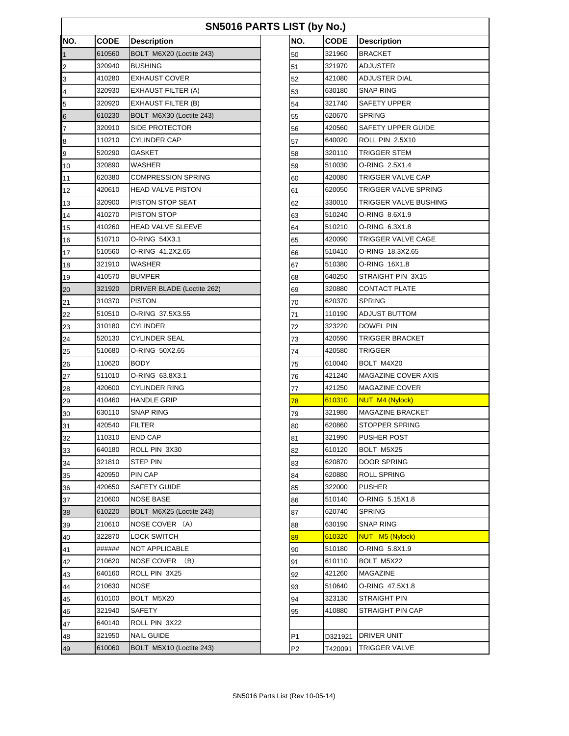# SN5016 PARTS LIST (by No.)

| NO. | CODE | Description | NO. | CODE | Description |
|---|---|---|---|---|---|
| 1 | 610560 | BOLT M6X20 (Loctite 243) | 50 | 321960 | BRACKET |
| 2 | 320940 | BUSHING | 51 | 321970 | ADJUSTER |
| 3 | 410280 | EXHAUST COVER | 52 | 421080 | ADJUSTER DIAL |
| 4 | 320930 | EXHAUST FILTER (A) | 53 | 630180 | SNAP RING |
| 5 | 320920 | EXHAUST FILTER (B) | 54 | 321740 | SAFETY UPPER |
| 6 | 610230 | BOLT M6X30 (Loctite 243) | 55 | 620670 | SPRING |
| 7 | 320910 | SIDE PROTECTOR | 56 | 420560 | SAFETY UPPER GUIDE |
| 8 | 110210 | CYLINDER CAP | 57 | 640020 | ROLL PIN 2.5X10 |
| 9 | 520290 | GASKET | 58 | 320110 | TRIGGER STEM |
| 10 | 320890 | WASHER | 59 | 510030 | O-RING 2.5X1.4 |
| 11 | 620380 | COMPRESSION SPRING | 60 | 420080 | TRIGGER VALVE CAP |
| 12 | 420610 | HEAD VALVE PISTON | 61 | 620050 | TRIGGER VALVE SPRING |
| 13 | 320900 | PISTON STOP SEAT | 62 | 330010 | TRIGGER VALVE BUSHING |
| 14 | 410270 | PISTON STOP | 63 | 510240 | O-RING 8.6X1.9 |
| 15 | 410260 | HEAD VALVE SLEEVE | 64 | 510210 | O-RING 6.3X1.8 |
| 16 | 510710 | O-RING 54X3.1 | 65 | 420090 | TRIGGER VALVE CAGE |
| 17 | 510560 | O-RING 41.2X2.65 | 66 | 510410 | O-RING 18.3X2.65 |
| 18 | 321910 | WASHER | 67 | 510380 | O-RING 16X1.8 |
| 19 | 410570 | BUMPER | 68 | 640250 | STRAIGHT PIN 3X15 |
| 20 | 321920 | DRIVER BLADE (Loctite 262) | 69 | 320880 | CONTACT PLATE |
| 21 | 310370 | PISTON | 70 | 620370 | SPRING |
| 22 | 510510 | O-RING 37.5X3.55 | 71 | 110190 | ADJUST BUTTOM |
| 23 | 310180 | CYLINDER | 72 | 323220 | DOWEL PIN |
| 24 | 520130 | CYLINDER SEAL | 73 | 420590 | TRIGGER BRACKET |
| 25 | 510680 | O-RING 50X2.65 | 74 | 420580 | TRIGGER |
| 26 | 110620 | BODY | 75 | 610040 | BOLT M4X20 |
| 27 | 511010 | O-RING 63.8X3.1 | 76 | 421240 | MAGAZINE COVER AXIS |
| 28 | 420600 | CYLINDER RING | 77 | 421250 | MAGAZINE COVER |
| 29 | 410460 | HANDLE GRIP | 78 | 610310 | NUT M4 (Nylock) |
| 30 | 630110 | SNAP RING | 79 | 321980 | MAGAZINE BRACKET |
| 31 | 420540 | FILTER | 80 | 620860 | STOPPER SPRING |
| 32 | 110310 | END CAP | 81 | 321990 | PUSHER POST |
| 33 | 640180 | ROLL PIN 3X30 | 82 | 610120 | BOLT M5X25 |
| 34 | 321810 | STEP PIN | 83 | 620870 | DOOR SPRING |
| 35 | 420950 | PIN CAP | 84 | 620880 | ROLL SPRING |
| 36 | 420650 | SAFETY GUIDE | 85 | 322000 | PUSHER |
| 37 | 210600 | NOSE BASE | 86 | 510140 | O-RING 5.15X1.8 |
| 38 | 610220 | BOLT M6X25 (Loctite 243) | 87 | 620740 | SPRING |
| 39 | 210610 | NOSE COVER （A） | 88 | 630190 | SNAP RING |
| 40 | 322870 | LOCK SWITCH | 89 | 610320 | NUT M5 (Nylock) |
| 41 | ###### | NOT APPLICABLE | 90 | 510180 | O-RING 5.8X1.9 |
| 42 | 210620 | NOSE COVER （B） | 91 | 610110 | BOLT M5X22 |
| 43 | 640160 | ROLL PIN 3X25 | 92 | 421260 | MAGAZINE |
| 44 | 210630 | NOSE | 93 | 510640 | O-RING 47.5X1.8 |
| 45 | 610100 | BOLT M5X20 | 94 | 323130 | STRAIGHT PIN |
| 46 | 321940 | SAFETY | 95 | 410880 | STRAIGHT PIN CAP |
| 47 | 640140 | ROLL PIN 3X22 | | | |
| 48 | 321950 | NAIL GUIDE | P1 | D321921 | DRIVER UNIT |
| 49 | 610060 | BOLT M5X10 (Loctite 243) | P2 | T420091 | TRIGGER VALVE |

SN5016 Parts List (Rev 10-05-14)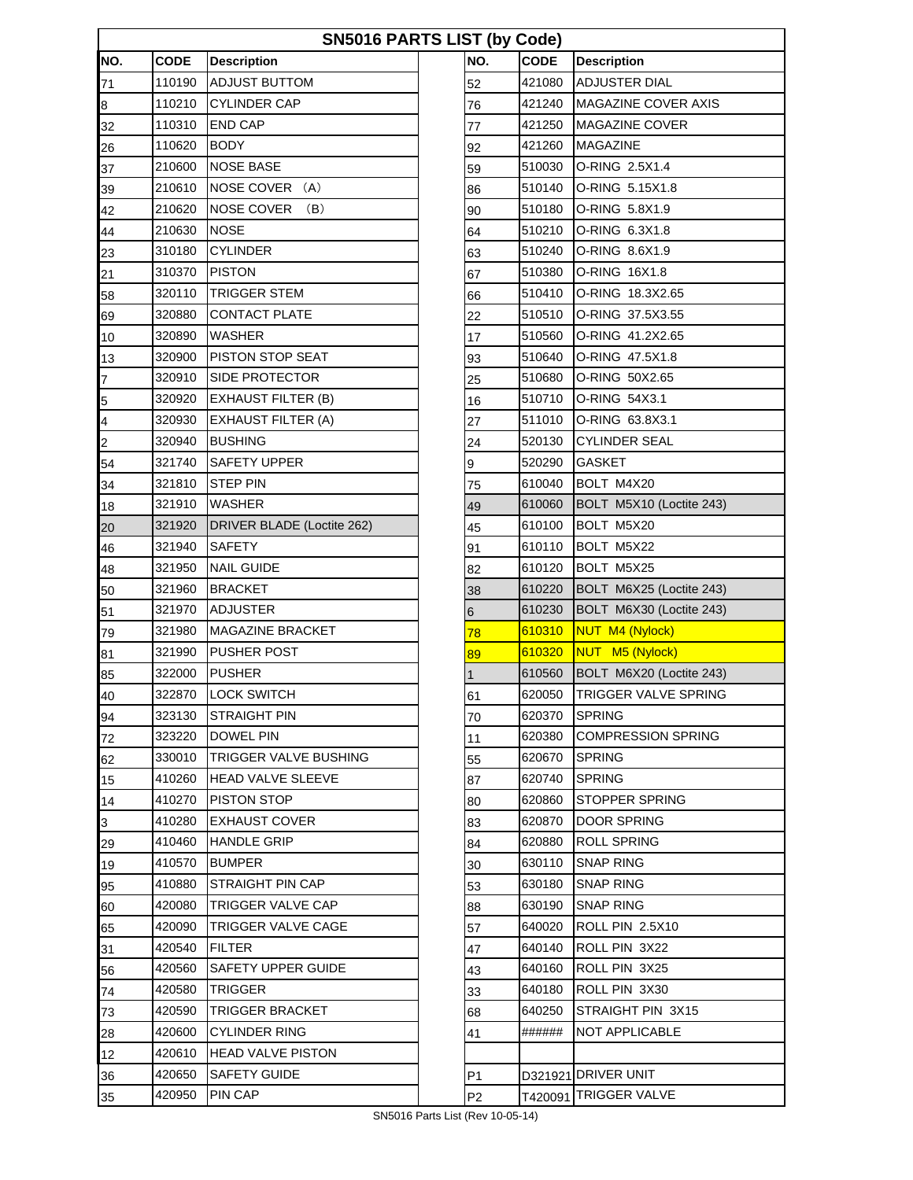# SN5016 PARTS LIST (by Code)

| NO. | CODE | Description | | NO. | CODE | Description |
|---|---|---|---|---|---|---|
| 71 | 110190 | ADJUST BUTTOM | | 52 | 421080 | ADJUSTER DIAL |
| 8 | 110210 | CYLINDER CAP | | 76 | 421240 | MAGAZINE COVER AXIS |
| 32 | 110310 | END CAP | | 77 | 421250 | MAGAZINE COVER |
| 26 | 110620 | BODY | | 92 | 421260 | MAGAZINE |
| 37 | 210600 | NOSE BASE | | 59 | 510030 | O-RING 2.5X1.4 |
| 39 | 210610 | NOSE COVER （A） | | 86 | 510140 | O-RING 5.15X1.8 |
| 42 | 210620 | NOSE COVER （B） | | 90 | 510180 | O-RING 5.8X1.9 |
| 44 | 210630 | NOSE | | 64 | 510210 | O-RING 6.3X1.8 |
| 23 | 310180 | CYLINDER | | 63 | 510240 | O-RING 8.6X1.9 |
| 21 | 310370 | PISTON | | 67 | 510380 | O-RING 16X1.8 |
| 58 | 320110 | TRIGGER STEM | | 66 | 510410 | O-RING 18.3X2.65 |
| 69 | 320880 | CONTACT PLATE | | 22 | 510510 | O-RING 37.5X3.55 |
| 10 | 320890 | WASHER | | 17 | 510560 | O-RING 41.2X2.65 |
| 13 | 320900 | PISTON STOP SEAT | | 93 | 510640 | O-RING 47.5X1.8 |
| 7 | 320910 | SIDE PROTECTOR | | 25 | 510680 | O-RING 50X2.65 |
| 5 | 320920 | EXHAUST FILTER (B) | | 16 | 510710 | O-RING 54X3.1 |
| 4 | 320930 | EXHAUST FILTER (A) | | 27 | 511010 | O-RING 63.8X3.1 |
| 2 | 320940 | BUSHING | | 24 | 520130 | CYLINDER SEAL |
| 54 | 321740 | SAFETY UPPER | | 9 | 520290 | GASKET |
| 34 | 321810 | STEP PIN | | 75 | 610040 | BOLT M4X20 |
| 18 | 321910 | WASHER | | 49 | 610060 | BOLT M5X10 (Loctite 243) |
| 20 | 321920 | DRIVER BLADE (Loctite 262) | | 45 | 610100 | BOLT M5X20 |
| 46 | 321940 | SAFETY | | 91 | 610110 | BOLT M5X22 |
| 48 | 321950 | NAIL GUIDE | | 82 | 610120 | BOLT M5X25 |
| 50 | 321960 | BRACKET | | 38 | 610220 | BOLT M6X25 (Loctite 243) |
| 51 | 321970 | ADJUSTER | | 6 | 610230 | BOLT M6X30 (Loctite 243) |
| 79 | 321980 | MAGAZINE BRACKET | | 78 | 610310 | NUT M4 (Nylock) |
| 81 | 321990 | PUSHER POST | | 89 | 610320 | NUT M5 (Nylock) |
| 85 | 322000 | PUSHER | | 1 | 610560 | BOLT M6X20 (Loctite 243) |
| 40 | 322870 | LOCK SWITCH | | 61 | 620050 | TRIGGER VALVE SPRING |
| 94 | 323130 | STRAIGHT PIN | | 70 | 620370 | SPRING |
| 72 | 323220 | DOWEL PIN | | 11 | 620380 | COMPRESSION SPRING |
| 62 | 330010 | TRIGGER VALVE BUSHING | | 55 | 620670 | SPRING |
| 15 | 410260 | HEAD VALVE SLEEVE | | 87 | 620740 | SPRING |
| 14 | 410270 | PISTON STOP | | 80 | 620860 | STOPPER SPRING |
| 3 | 410280 | EXHAUST COVER | | 83 | 620870 | DOOR SPRING |
| 29 | 410460 | HANDLE GRIP | | 84 | 620880 | ROLL SPRING |
| 19 | 410570 | BUMPER | | 30 | 630110 | SNAP RING |
| 95 | 410880 | STRAIGHT PIN CAP | | 53 | 630180 | SNAP RING |
| 60 | 420080 | TRIGGER VALVE CAP | | 88 | 630190 | SNAP RING |
| 65 | 420090 | TRIGGER VALVE CAGE | | 57 | 640020 | ROLL PIN 2.5X10 |
| 31 | 420540 | FILTER | | 47 | 640140 | ROLL PIN 3X22 |
| 56 | 420560 | SAFETY UPPER GUIDE | | 43 | 640160 | ROLL PIN 3X25 |
| 74 | 420580 | TRIGGER | | 33 | 640180 | ROLL PIN 3X30 |
| 73 | 420590 | TRIGGER BRACKET | | 68 | 640250 | STRAIGHT PIN 3X15 |
| 28 | 420600 | CYLINDER RING | | 41 | ###### | NOT APPLICABLE |
| 12 | 420610 | HEAD VALVE PISTON | | | | |
| 36 | 420650 | SAFETY GUIDE | | P1 | D321921 | DRIVER UNIT |
| 35 | 420950 | PIN CAP | | P2 | T420091 | TRIGGER VALVE |

SN5016 Parts List (Rev 10-05-14)